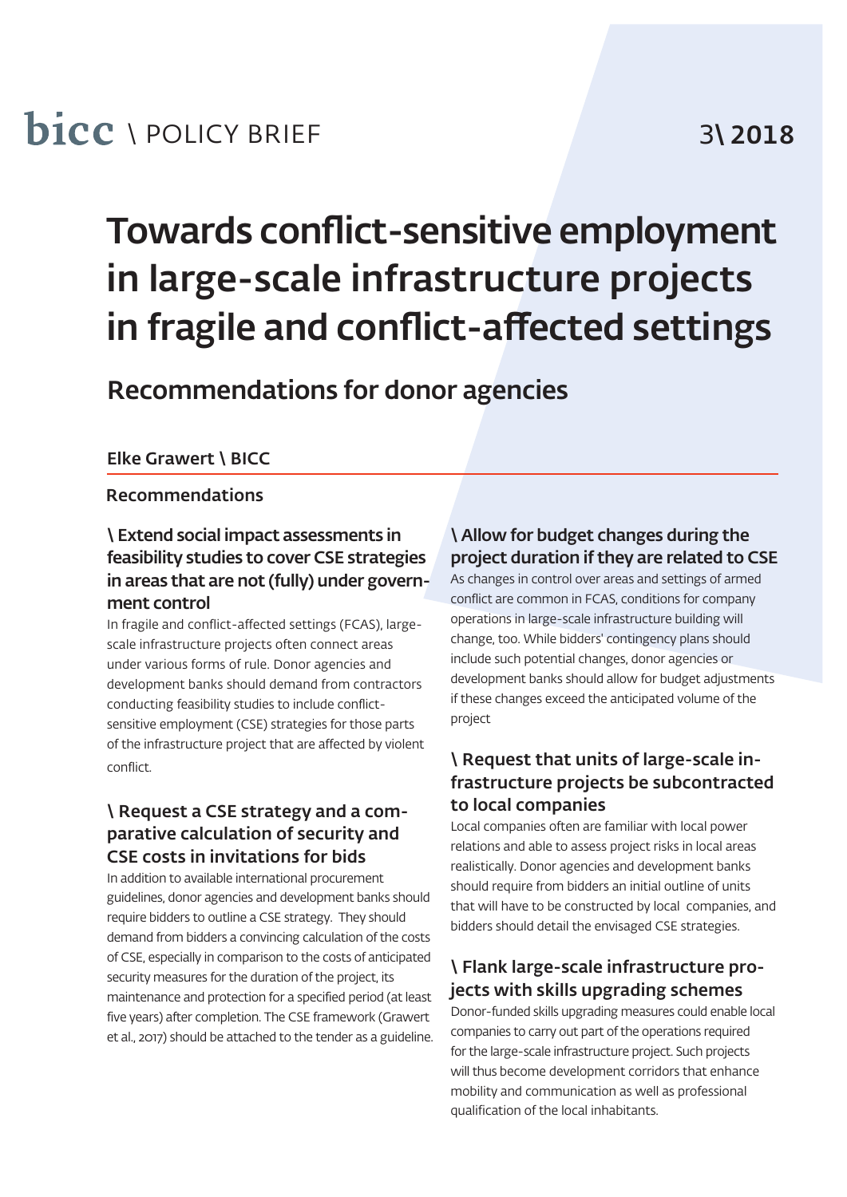bicc \ POLICY BRIEF

3\ 2018

# Towards conflict-sensitive employment in large-scale infrastructure projects in fragile and conflict-affected settings

## Recommendations for donor agencies

**Elke Grawert \ BICC**

### Recommendations

#### \ Extend social impact assessments in feasibility studies to cover CSE strategies in areas that are not (fully) under government control

In fragile and conflict-affected settings (FCAS), large-scale infrastructure projects often connect areas under various forms of rule. Donor agencies and development banks should demand from contractors conducting feasibility studies to include conflict-sensitive employment (CSE) strategies for those parts of the infrastructure project that are affected by violent conflict.

#### \ Request a CSE strategy and a comparative calculation of security and CSE costs in invitations for bids

In addition to available international procurement guidelines, donor agencies and development banks should require bidders to outline a CSE strategy. They should demand from bidders a convincing calculation of the costs of CSE, especially in comparison to the costs of anticipated security measures for the duration of the project, its maintenance and protection for a specified period (at least five years) after completion. The CSE framework (Grawert et al., 2017) should be attached to the tender as a guideline.

#### \ Allow for budget changes during the project duration if they are related to CSE

As changes in control over areas and settings of armed conflict are common in FCAS, conditions for company operations in large-scale infrastructure building will change, too. While bidders' contingency plans should include such potential changes, donor agencies or development banks should allow for budget adjustments if these changes exceed the anticipated volume of the project

#### \ Request that units of large-scale infrastructure projects be subcontracted to local companies

Local companies often are familiar with local power relations and able to assess project risks in local areas realistically. Donor agencies and development banks should require from bidders an initial outline of units that will have to be constructed by local companies, and bidders should detail the envisaged CSE strategies.

#### \ Flank large-scale infrastructure projects with skills upgrading schemes

Donor-funded skills upgrading measures could enable local companies to carry out part of the operations required for the large-scale infrastructure project. Such projects will thus become development corridors that enhance mobility and communication as well as professional qualification of the local inhabitants.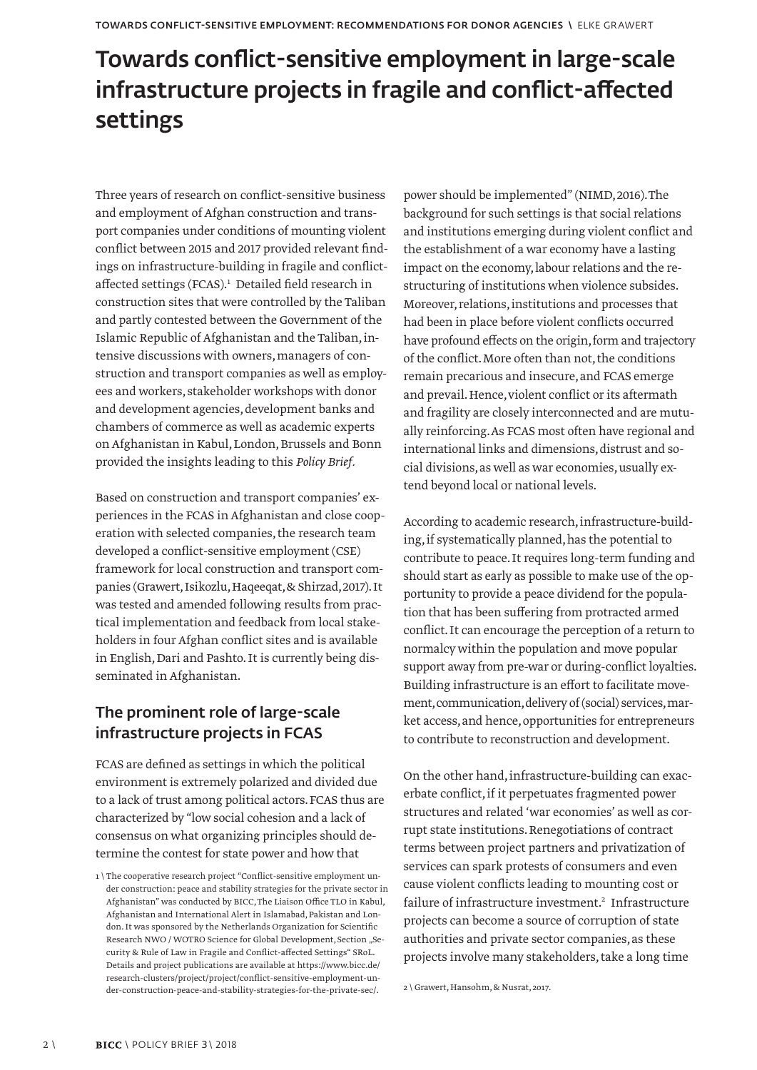# Towards conflict-sensitive employment in large-scale infrastructure projects in fragile and conflict-affected settings

Three years of research on conflict-sensitive business and employment of Afghan construction and transport companies under conditions of mounting violent conflict between 2015 and 2017 provided relevant findings on infrastructure-building in fragile and conflict-affected settings (FCAS).[1] Detailed field research in construction sites that were controlled by the Taliban and partly contested between the Government of the Islamic Republic of Afghanistan and the Taliban, intensive discussions with owners, managers of construction and transport companies as well as employees and workers, stakeholder workshops with donor and development agencies, development banks and chambers of commerce as well as academic experts on Afghanistan in Kabul, London, Brussels and Bonn provided the insights leading to this *Policy Brief.*

Based on construction and transport companies' experiences in the FCAS in Afghanistan and close cooperation with selected companies, the research team developed a conflict-sensitive employment (CSE) framework for local construction and transport companies (Grawert, Isikozlu, Haqeeqat, & Shirzad, 2017). It was tested and amended following results from practical implementation and feedback from local stakeholders in four Afghan conflict sites and is available in English, Dari and Pashto. It is currently being disseminated in Afghanistan.

## The prominent role of large-scale infrastructure projects in FCAS

FCAS are defined as settings in which the political environment is extremely polarized and divided due to a lack of trust among political actors. FCAS thus are characterized by "low social cohesion and a lack of consensus on what organizing principles should determine the contest for state power and how that power should be implemented" (NIMD, 2016). The background for such settings is that social relations and institutions emerging during violent conflict and the establishment of a war economy have a lasting impact on the economy, labour relations and the restructuring of institutions when violence subsides. Moreover, relations, institutions and processes that had been in place before violent conflicts occurred have profound effects on the origin, form and trajectory of the conflict. More often than not, the conditions remain precarious and insecure, and FCAS emerge and prevail. Hence, violent conflict or its aftermath and fragility are closely interconnected and are mutually reinforcing. As FCAS most often have regional and international links and dimensions, distrust and social divisions, as well as war economies, usually extend beyond local or national levels.

According to academic research, infrastructure-building, if systematically planned, has the potential to contribute to peace. It requires long-term funding and should start as early as possible to make use of the opportunity to provide a peace dividend for the population that has been suffering from protracted armed conflict. It can encourage the perception of a return to normalcy within the population and move popular support away from pre-war or during-conflict loyalties. Building infrastructure is an effort to facilitate movement, communication, delivery of (social) services, market access, and hence, opportunities for entrepreneurs to contribute to reconstruction and development.

On the other hand, infrastructure-building can exacerbate conflict, if it perpetuates fragmented power structures and related 'war economies' as well as corrupt state institutions. Renegotiations of contract terms between project partners and privatization of services can spark protests of consumers and even cause violent conflicts leading to mounting cost or failure of infrastructure investment.[2] Infrastructure projects can become a source of corruption of state authorities and private sector companies, as these projects involve many stakeholders, take a long time

---

[1] The cooperative research project "Conflict-sensitive employment under construction: peace and stability strategies for the private sector in Afghanistan" was conducted by BICC, The Liaison Office TLO in Kabul, Afghanistan and International Alert in Islamabad, Pakistan and London. It was sponsored by the Netherlands Organization for Scientific Research NWO / WOTRO Science for Global Development, Section „Security & Rule of Law in Fragile and Conflict-affected Settings" SRoL. Details and project publications are available at https://www.bicc.de/research-clusters/project/project/conflict-sensitive-employment-under-construction-peace-and-stability-strategies-for-the-private-sec/.

[2] Grawert, Hansohm, & Nusrat, 2017.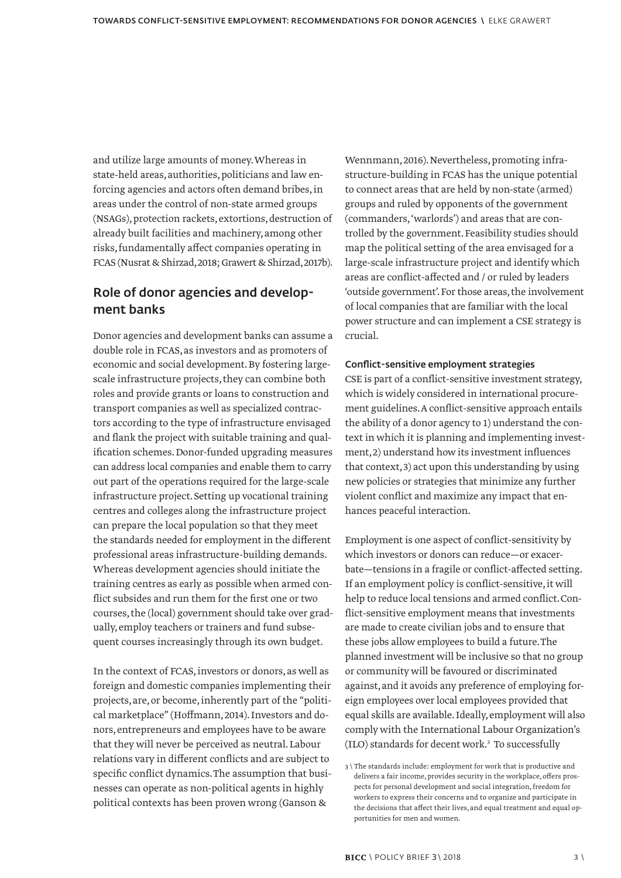and utilize large amounts of money. Whereas in state-held areas, authorities, politicians and law enforcing agencies and actors often demand bribes, in areas under the control of non-state armed groups (NSAGs), protection rackets, extortions, destruction of already built facilities and machinery, among other risks, fundamentally affect companies operating in FCAS (Nusrat & Shirzad, 2018; Grawert & Shirzad, 2017b).

## Role of donor agencies and development banks

Donor agencies and development banks can assume a double role in FCAS, as investors and as promoters of economic and social development. By fostering large-scale infrastructure projects, they can combine both roles and provide grants or loans to construction and transport companies as well as specialized contractors according to the type of infrastructure envisaged and flank the project with suitable training and qualification schemes. Donor-funded upgrading measures can address local companies and enable them to carry out part of the operations required for the large-scale infrastructure project. Setting up vocational training centres and colleges along the infrastructure project can prepare the local population so that they meet the standards needed for employment in the different professional areas infrastructure-building demands. Whereas development agencies should initiate the training centres as early as possible when armed conflict subsides and run them for the first one or two courses, the (local) government should take over gradually, employ teachers or trainers and fund subsequent courses increasingly through its own budget.

In the context of FCAS, investors or donors, as well as foreign and domestic companies implementing their projects, are, or become, inherently part of the "political marketplace" (Hoffmann, 2014). Investors and donors, entrepreneurs and employees have to be aware that they will never be perceived as neutral. Labour relations vary in different conflicts and are subject to specific conflict dynamics. The assumption that businesses can operate as non-political agents in highly political contexts has been proven wrong (Ganson & Wennmann, 2016). Nevertheless, promoting infrastructure-building in FCAS has the unique potential to connect areas that are held by non-state (armed) groups and ruled by opponents of the government (commanders, 'warlords') and areas that are controlled by the government. Feasibility studies should map the political setting of the area envisaged for a large-scale infrastructure project and identify which areas are conflict-affected and / or ruled by leaders 'outside government'. For those areas, the involvement of local companies that are familiar with the local power structure and can implement a CSE strategy is crucial.

### Conflict-sensitive employment strategies

CSE is part of a conflict-sensitive investment strategy, which is widely considered in international procurement guidelines. A conflict-sensitive approach entails the ability of a donor agency to 1) understand the context in which it is planning and implementing investment, 2) understand how its investment influences that context, 3) act upon this understanding by using new policies or strategies that minimize any further violent conflict and maximize any impact that enhances peaceful interaction.

Employment is one aspect of conflict-sensitivity by which investors or donors can reduce—or exacerbate—tensions in a fragile or conflict-affected setting. If an employment policy is conflict-sensitive, it will help to reduce local tensions and armed conflict. Conflict-sensitive employment means that investments are made to create civilian jobs and to ensure that these jobs allow employees to build a future. The planned investment will be inclusive so that no group or community will be favoured or discriminated against, and it avoids any preference of employing foreign employees over local employees provided that equal skills are available. Ideally, employment will also comply with the International Labour Organization's (ILO) standards for decent work.[3] To successfully

[3] The standards include: employment for work that is productive and delivers a fair income, provides security in the workplace, offers prospects for personal development and social integration, freedom for workers to express their concerns and to organize and participate in the decisions that affect their lives, and equal treatment and equal opportunities for men and women.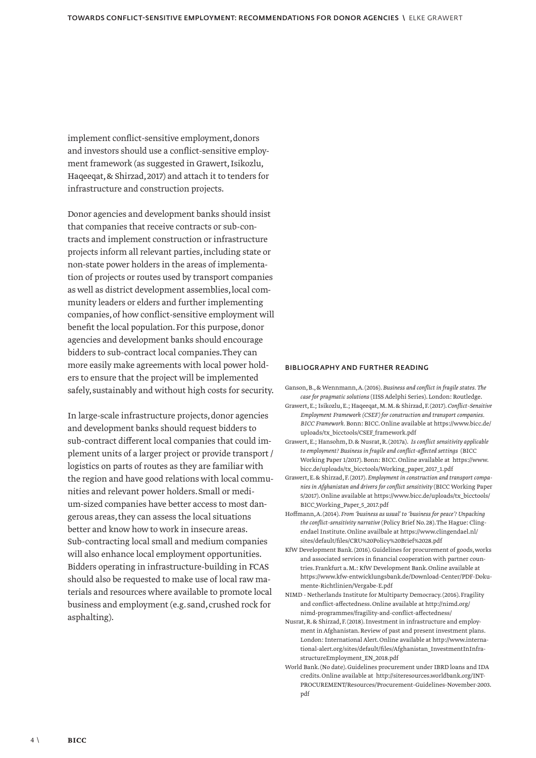implement conflict-sensitive employment, donors and investors should use a conflict-sensitive employment framework (as suggested in Grawert, Isikozlu, Haqeeqat, & Shirzad, 2017) and attach it to tenders for infrastructure and construction projects.

Donor agencies and development banks should insist that companies that receive contracts or sub-contracts and implement construction or infrastructure projects inform all relevant parties, including state or non-state power holders in the areas of implementation of projects or routes used by transport companies as well as district development assemblies, local community leaders or elders and further implementing companies, of how conflict-sensitive employment will benefit the local population. For this purpose, donor agencies and development banks should encourage bidders to sub-contract local companies. They can more easily make agreements with local power holders to ensure that the project will be implemented safely, sustainably and without high costs for security.

In large-scale infrastructure projects, donor agencies and development banks should request bidders to sub-contract different local companies that could implement units of a larger project or provide transport / logistics on parts of routes as they are familiar with the region and have good relations with local communities and relevant power holders. Small or medium-sized companies have better access to most dangerous areas, they can assess the local situations better and know how to work in insecure areas. Sub-contracting local small and medium companies will also enhance local employment opportunities. Bidders operating in infrastructure-building in FCAS should also be requested to make use of local raw materials and resources where available to promote local business and employment (e.g. sand, crushed rock for asphalting).

## BIBLIOGRAPHY AND FURTHER READING

Ganson, B., & Wennmann, A. (2016). *Business and conflict in fragile states. The case for pragmatic solutions* (IISS Adelphi Series). London: Routledge.

Grawert, E.; Isikozlu, E.; Haqeeqat, M. M. & Shirzad, F. (2017). *Conflict-Sensitive Employment Framework (CSEF) for construction and transport companies. BICC Framework.* Bonn: BICC. Online available at https://www.bicc.de/uploads/tx_bicctools/CSEF_framework.pdf

Grawert, E.; Hansohm, D. & Nusrat, R. (2017a). *Is conflict sensitivity applicable to employment? Business in fragile and conflict-affected settings* (BICC Working Paper 1/2017). Bonn: BICC. Online available at https://www.bicc.de/uploads/tx_bicctools/Working_paper_2017_1.pdf

Grawert, E. & Shirzad, F. (2017). *Employment in construction and transport companies in Afghanistan and drivers for conflict sensitivity* (BICC Working Paper 5/2017). Online available at https://www.bicc.de/uploads/tx_bicctools/BICC_Working_Paper_5_2017.pdf

Hoffmann, A. (2014). *From 'business as usual' to 'business for peace'? Unpacking the conflict-sensitivity narrative* (Policy Brief No. 28). The Hague: Clingendael Institute. Online availbale at https://www.clingendael.nl/sites/default/files/CRU%20Policy%20Brief%2028.pdf

KfW Development Bank. (2016). Guidelines for procurement of goods, works and associated services in financial cooperation with partner countries. Frankfurt a. M.: KfW Development Bank. Online available at https://www.kfw-entwicklungsbank.de/Download-Center/PDF-Dokumente-Richtlinien/Vergabe-E.pdf

NIMD - Netherlands Institute for Multiparty Democracy. (2016). Fragility and conflict-affectedness. Online available at http://nimd.org/nimd-programmes/fragility-and-conflict-affectedness/

Nusrat, R. & Shirzad, F. (2018). Investment in infrastructure and employment in Afghanistan. Review of past and present investment plans. London: International Alert. Online available at http://www.international-alert.org/sites/default/files/Afghanistan_InvestmentInInfrastructureEmployment_EN_2018.pdf

World Bank. (No date). Guidelines procurement under IBRD loans and IDA credits. Online available at http://siteresources.worldbank.org/INTPROCUREMENT/Resources/Procurement-Guidelines-November-2003.pdf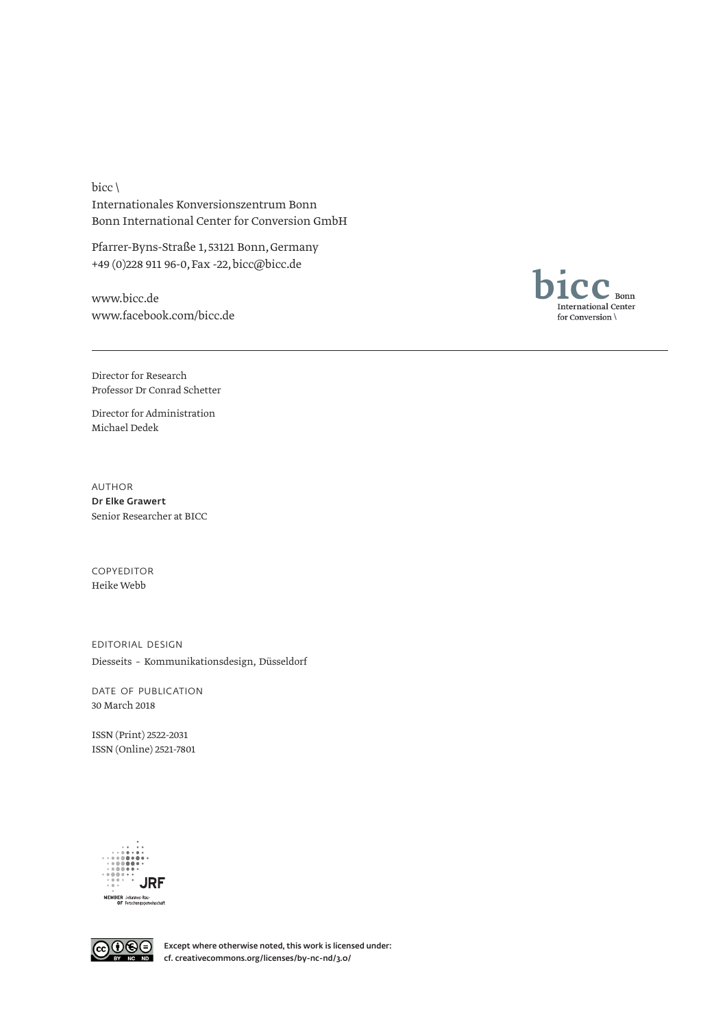bicc \
Internationales Konversionszentrum Bonn
Bonn International Center for Conversion GmbH

Pfarrer-Byns-Straße 1, 53121 Bonn, Germany
+49 (0)228 911 96-0, Fax -22, bicc@bicc.de

www.bicc.de
www.facebook.com/bicc.de

bicc Bonn International Center for Conversion \

---

Director for Research
Professor Dr Conrad Schetter

Director for Administration
Michael Dedek

AUTHOR
**Dr Elke Grawert**
Senior Researcher at BICC

COPYEDITOR
Heike Webb

EDITORIAL DESIGN
Diesseits – Kommunikationsdesign, Düsseldorf

DATE OF PUBLICATION
30 March 2018

ISSN (Print) 2522-2031
ISSN (Online) 2521-7801

JRF
MEMBER OF Johannes-Rau-Forschungsgemeinschaft

**Except where otherwise noted, this work is licensed under:**
**cf. creativecommons.org/licenses/by-nc-nd/3.0/**